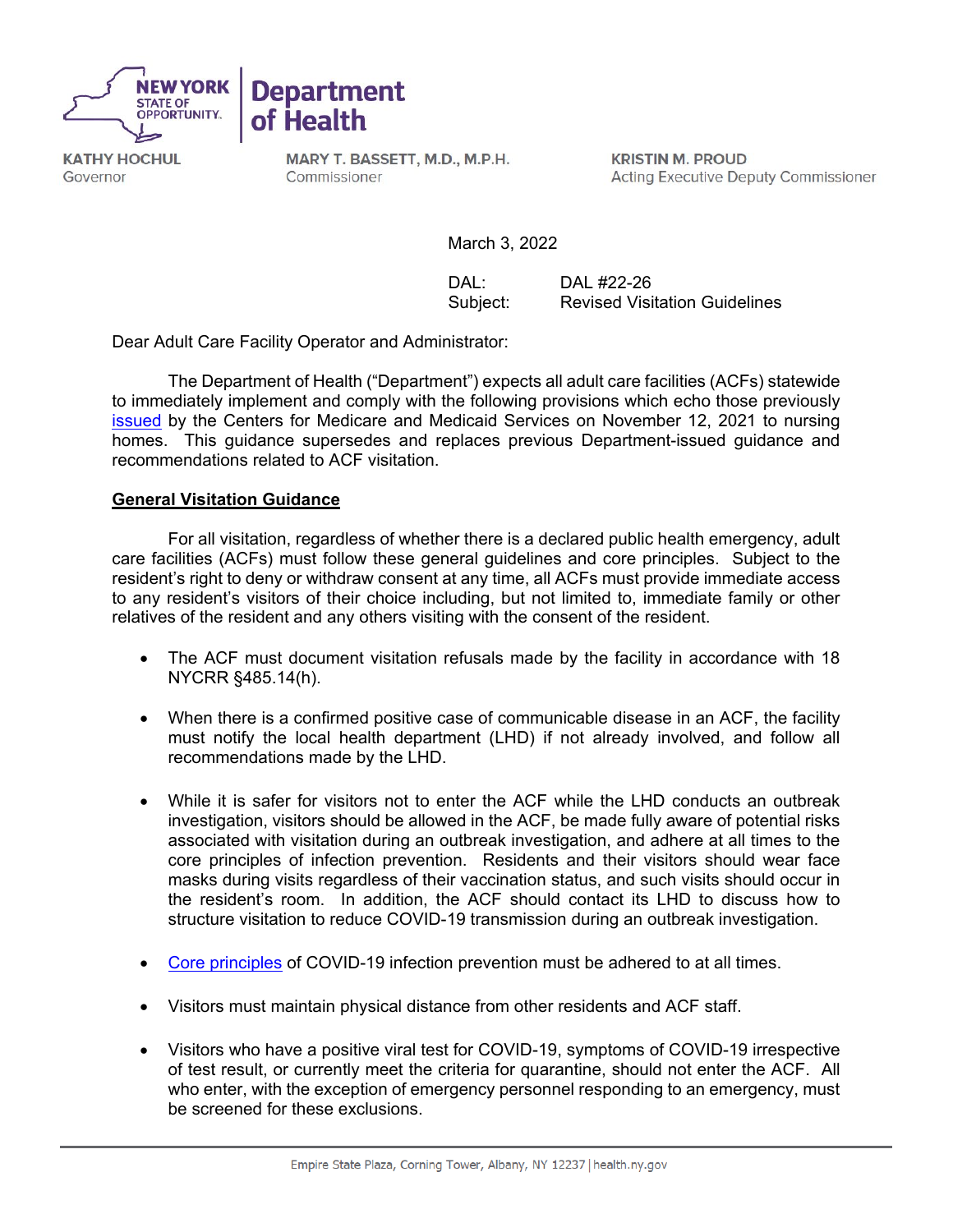**NEW YORK STATE OF OPPORTUNITY.** | **Department of Health**

**KATHY HOCHUL**
Governor

**MARY T. BASSETT, M.D., M.P.H.**
Commissioner

**KRISTIN M. PROUD**
Acting Executive Deputy Commissioner

March 3, 2022

DAL: DAL #22-26
Subject: Revised Visitation Guidelines

Dear Adult Care Facility Operator and Administrator:

The Department of Health ("Department") expects all adult care facilities (ACFs) statewide to immediately implement and comply with the following provisions which echo those previously issued by the Centers for Medicare and Medicaid Services on November 12, 2021 to nursing homes. This guidance supersedes and replaces previous Department-issued guidance and recommendations related to ACF visitation.

**General Visitation Guidance**

For all visitation, regardless of whether there is a declared public health emergency, adult care facilities (ACFs) must follow these general guidelines and core principles. Subject to the resident's right to deny or withdraw consent at any time, all ACFs must provide immediate access to any resident's visitors of their choice including, but not limited to, immediate family or other relatives of the resident and any others visiting with the consent of the resident.

- The ACF must document visitation refusals made by the facility in accordance with 18 NYCRR §485.14(h).
- When there is a confirmed positive case of communicable disease in an ACF, the facility must notify the local health department (LHD) if not already involved, and follow all recommendations made by the LHD.
- While it is safer for visitors not to enter the ACF while the LHD conducts an outbreak investigation, visitors should be allowed in the ACF, be made fully aware of potential risks associated with visitation during an outbreak investigation, and adhere at all times to the core principles of infection prevention. Residents and their visitors should wear face masks during visits regardless of their vaccination status, and such visits should occur in the resident's room. In addition, the ACF should contact its LHD to discuss how to structure visitation to reduce COVID-19 transmission during an outbreak investigation.
- Core principles of COVID-19 infection prevention must be adhered to at all times.
- Visitors must maintain physical distance from other residents and ACF staff.
- Visitors who have a positive viral test for COVID-19, symptoms of COVID-19 irrespective of test result, or currently meet the criteria for quarantine, should not enter the ACF. All who enter, with the exception of emergency personnel responding to an emergency, must be screened for these exclusions.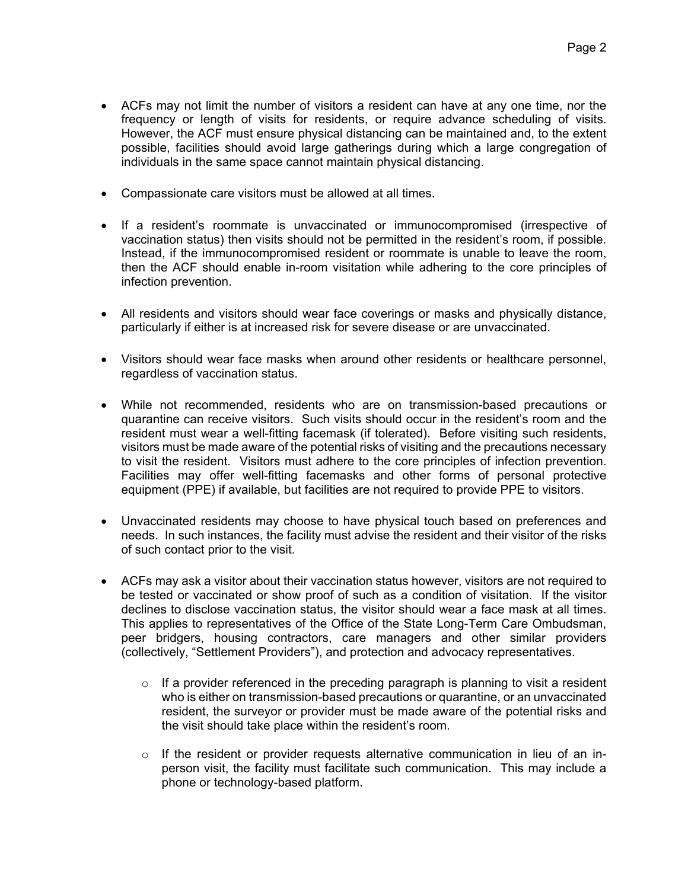- ACFs may not limit the number of visitors a resident can have at any one time, nor the frequency or length of visits for residents, or require advance scheduling of visits. However, the ACF must ensure physical distancing can be maintained and, to the extent possible, facilities should avoid large gatherings during which a large congregation of individuals in the same space cannot maintain physical distancing.

- Compassionate care visitors must be allowed at all times.

- If a resident's roommate is unvaccinated or immunocompromised (irrespective of vaccination status) then visits should not be permitted in the resident's room, if possible. Instead, if the immunocompromised resident or roommate is unable to leave the room, then the ACF should enable in-room visitation while adhering to the core principles of infection prevention.

- All residents and visitors should wear face coverings or masks and physically distance, particularly if either is at increased risk for severe disease or are unvaccinated.

- Visitors should wear face masks when around other residents or healthcare personnel, regardless of vaccination status.

- While not recommended, residents who are on transmission-based precautions or quarantine can receive visitors. Such visits should occur in the resident's room and the resident must wear a well-fitting facemask (if tolerated). Before visiting such residents, visitors must be made aware of the potential risks of visiting and the precautions necessary to visit the resident. Visitors must adhere to the core principles of infection prevention. Facilities may offer well-fitting facemasks and other forms of personal protective equipment (PPE) if available, but facilities are not required to provide PPE to visitors.

- Unvaccinated residents may choose to have physical touch based on preferences and needs. In such instances, the facility must advise the resident and their visitor of the risks of such contact prior to the visit.

- ACFs may ask a visitor about their vaccination status however, visitors are not required to be tested or vaccinated or show proof of such as a condition of visitation. If the visitor declines to disclose vaccination status, the visitor should wear a face mask at all times. This applies to representatives of the Office of the State Long-Term Care Ombudsman, peer bridgers, housing contractors, care managers and other similar providers (collectively, "Settlement Providers"), and protection and advocacy representatives.

  - If a provider referenced in the preceding paragraph is planning to visit a resident who is either on transmission-based precautions or quarantine, or an unvaccinated resident, the surveyor or provider must be made aware of the potential risks and the visit should take place within the resident's room.

  - If the resident or provider requests alternative communication in lieu of an in-person visit, the facility must facilitate such communication. This may include a phone or technology-based platform.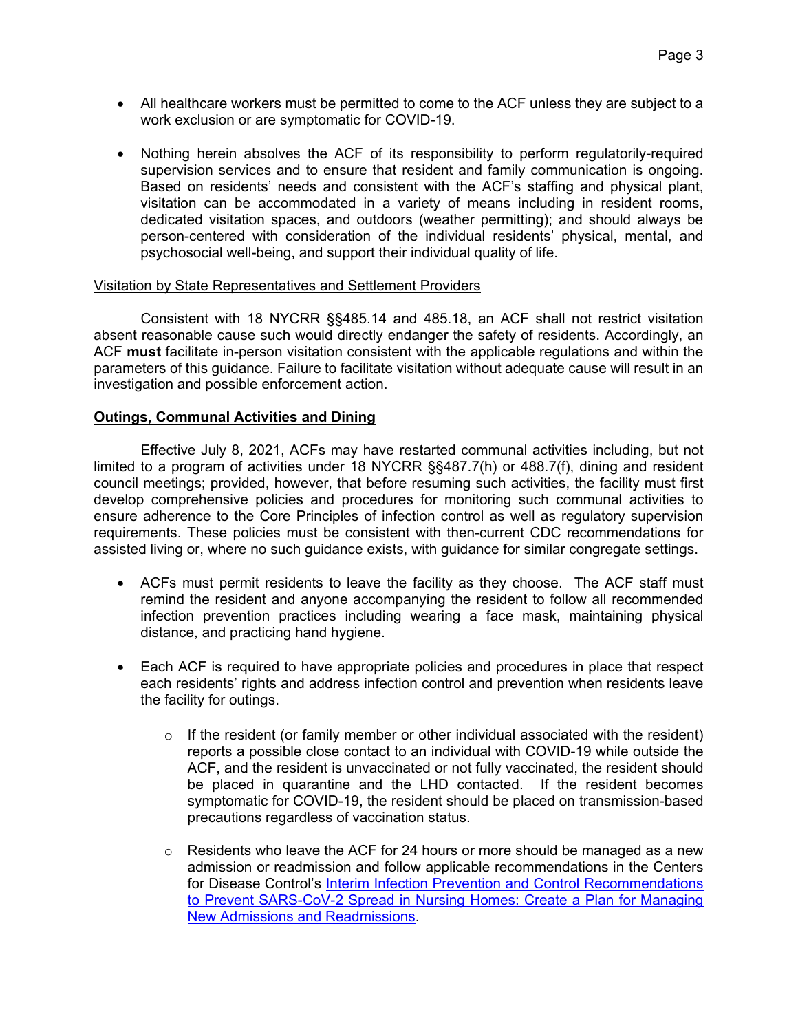- All healthcare workers must be permitted to come to the ACF unless they are subject to a work exclusion or are symptomatic for COVID-19.

- Nothing herein absolves the ACF of its responsibility to perform regulatorily-required supervision services and to ensure that resident and family communication is ongoing. Based on residents' needs and consistent with the ACF's staffing and physical plant, visitation can be accommodated in a variety of means including in resident rooms, dedicated visitation spaces, and outdoors (weather permitting); and should always be person-centered with consideration of the individual residents' physical, mental, and psychosocial well-being, and support their individual quality of life.

<u>Visitation by State Representatives and Settlement Providers</u>

Consistent with 18 NYCRR §§485.14 and 485.18, an ACF shall not restrict visitation absent reasonable cause such would directly endanger the safety of residents. Accordingly, an ACF **must** facilitate in-person visitation consistent with the applicable regulations and within the parameters of this guidance. Failure to facilitate visitation without adequate cause will result in an investigation and possible enforcement action.

## **<u>Outings, Communal Activities and Dining</u>**

Effective July 8, 2021, ACFs may have restarted communal activities including, but not limited to a program of activities under 18 NYCRR §§487.7(h) or 488.7(f), dining and resident council meetings; provided, however, that before resuming such activities, the facility must first develop comprehensive policies and procedures for monitoring such communal activities to ensure adherence to the Core Principles of infection control as well as regulatory supervision requirements. These policies must be consistent with then-current CDC recommendations for assisted living or, where no such guidance exists, with guidance for similar congregate settings.

- ACFs must permit residents to leave the facility as they choose. The ACF staff must remind the resident and anyone accompanying the resident to follow all recommended infection prevention practices including wearing a face mask, maintaining physical distance, and practicing hand hygiene.

- Each ACF is required to have appropriate policies and procedures in place that respect each residents' rights and address infection control and prevention when residents leave the facility for outings.

  - If the resident (or family member or other individual associated with the resident) reports a possible close contact to an individual with COVID-19 while outside the ACF, and the resident is unvaccinated or not fully vaccinated, the resident should be placed in quarantine and the LHD contacted. If the resident becomes symptomatic for COVID-19, the resident should be placed on transmission-based precautions regardless of vaccination status.

  - Residents who leave the ACF for 24 hours or more should be managed as a new admission or readmission and follow applicable recommendations in the Centers for Disease Control's [Interim Infection Prevention and Control Recommendations to Prevent SARS-CoV-2 Spread in Nursing Homes: Create a Plan for Managing New Admissions and Readmissions]().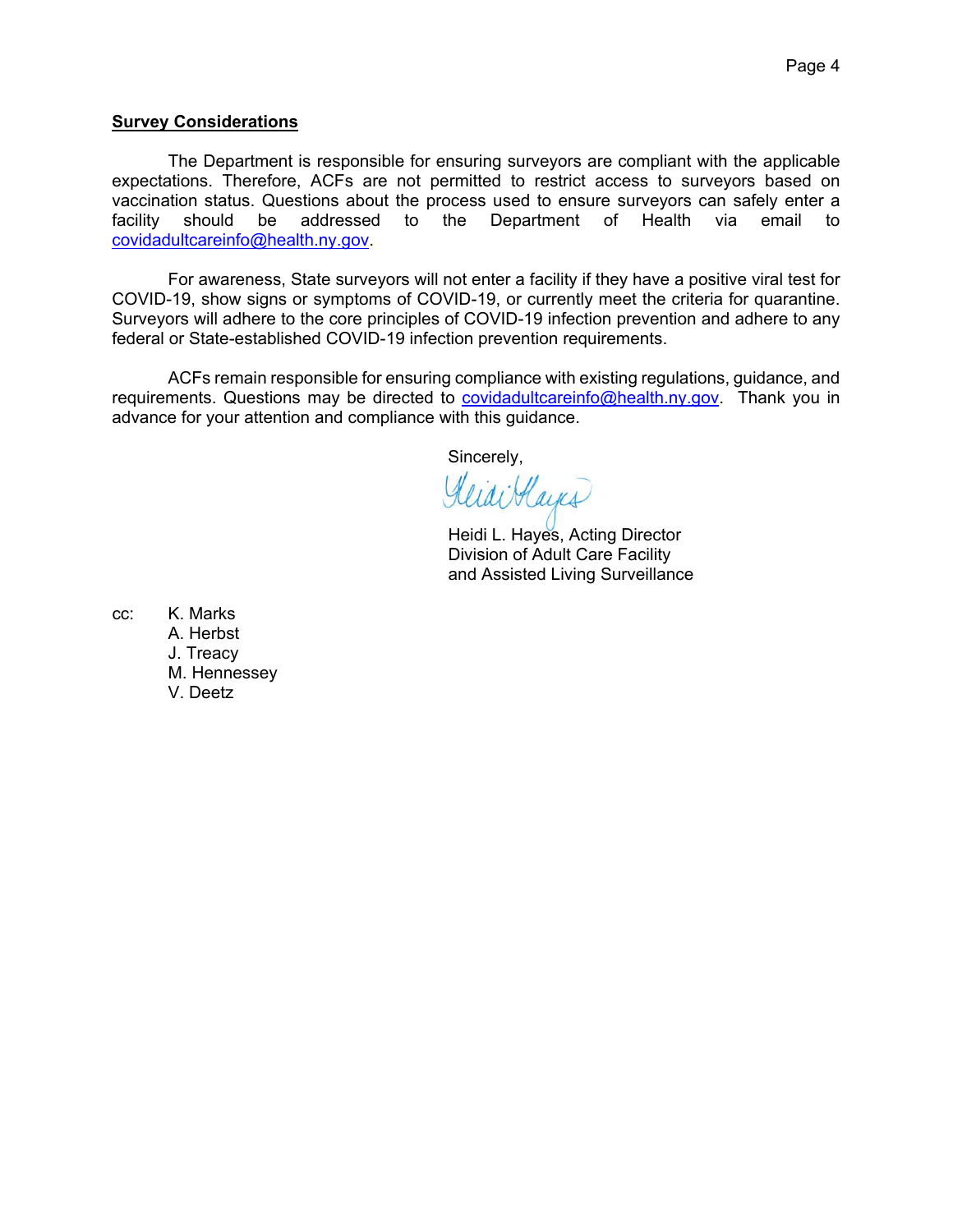**Survey Considerations**

The Department is responsible for ensuring surveyors are compliant with the applicable expectations. Therefore, ACFs are not permitted to restrict access to surveyors based on vaccination status. Questions about the process used to ensure surveyors can safely enter a facility should be addressed to the Department of Health via email to covidadultcareinfo@health.ny.gov.

For awareness, State surveyors will not enter a facility if they have a positive viral test for COVID-19, show signs or symptoms of COVID-19, or currently meet the criteria for quarantine. Surveyors will adhere to the core principles of COVID-19 infection prevention and adhere to any federal or State-established COVID-19 infection prevention requirements.

ACFs remain responsible for ensuring compliance with existing regulations, guidance, and requirements. Questions may be directed to covidadultcareinfo@health.ny.gov. Thank you in advance for your attention and compliance with this guidance.

Sincerely,

Heidi L. Hayes, Acting Director
Division of Adult Care Facility
and Assisted Living Surveillance

cc: K. Marks
A. Herbst
J. Treacy
M. Hennessey
V. Deetz